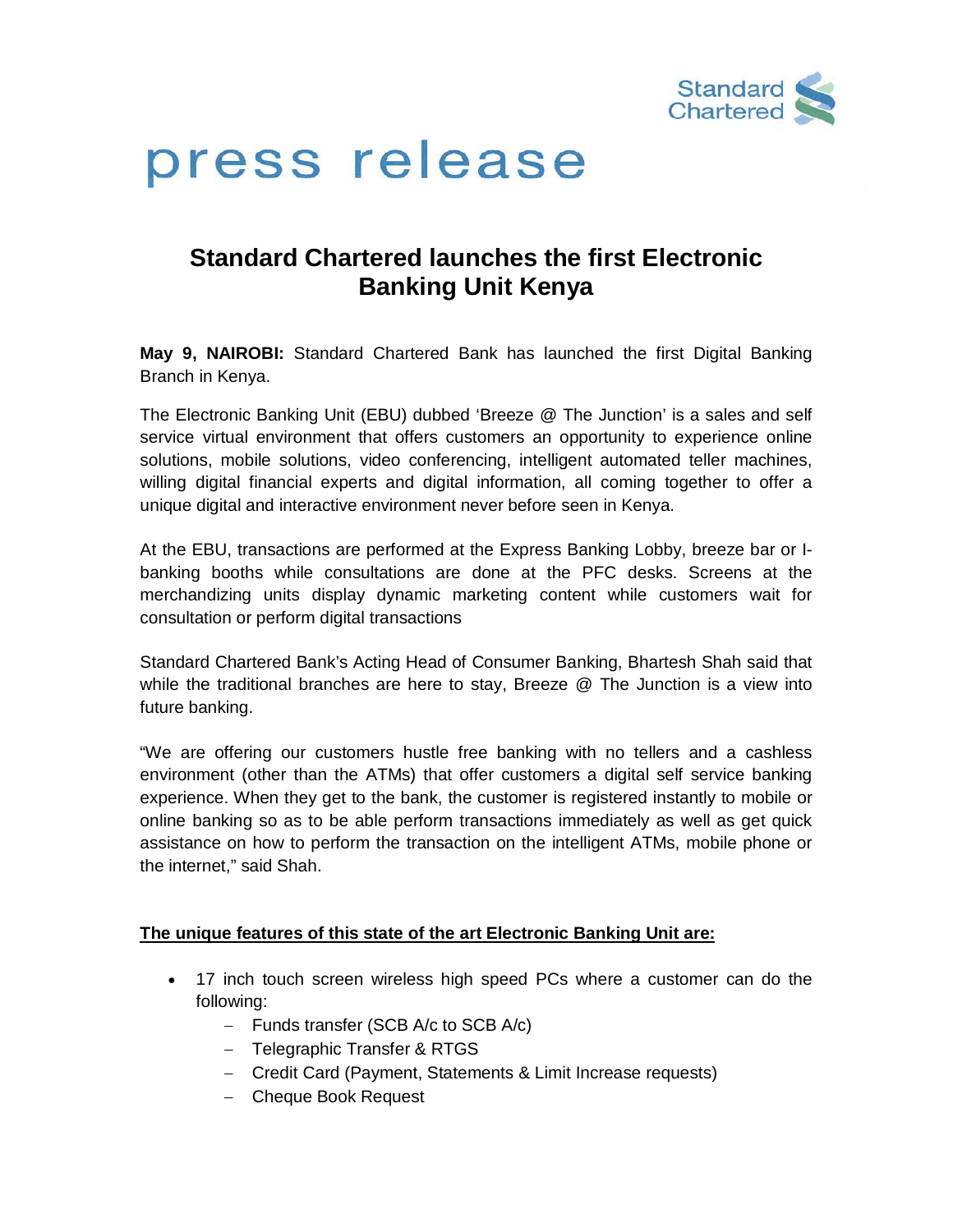Standard Chartered

press release

# Standard Chartered launches the first Electronic Banking Unit Kenya

**May 9, NAIROBI:** Standard Chartered Bank has launched the first Digital Banking Branch in Kenya.

The Electronic Banking Unit (EBU) dubbed 'Breeze @ The Junction' is a sales and self service virtual environment that offers customers an opportunity to experience online solutions, mobile solutions, video conferencing, intelligent automated teller machines, willing digital financial experts and digital information, all coming together to offer a unique digital and interactive environment never before seen in Kenya.

At the EBU, transactions are performed at the Express Banking Lobby, breeze bar or I-banking booths while consultations are done at the PFC desks. Screens at the merchandizing units display dynamic marketing content while customers wait for consultation or perform digital transactions

Standard Chartered Bank's Acting Head of Consumer Banking, Bhartesh Shah said that while the traditional branches are here to stay, Breeze @ The Junction is a view into future banking.

"We are offering our customers hustle free banking with no tellers and a cashless environment (other than the ATMs) that offer customers a digital self service banking experience. When they get to the bank, the customer is registered instantly to mobile or online banking so as to be able perform transactions immediately as well as get quick assistance on how to perform the transaction on the intelligent ATMs, mobile phone or the internet," said Shah.

**<u>The unique features of this state of the art Electronic Banking Unit are:</u>**

- 17 inch touch screen wireless high speed PCs where a customer can do the following:
  - Funds transfer (SCB A/c to SCB A/c)
  - Telegraphic Transfer & RTGS
  - Credit Card (Payment, Statements & Limit Increase requests)
  - Cheque Book Request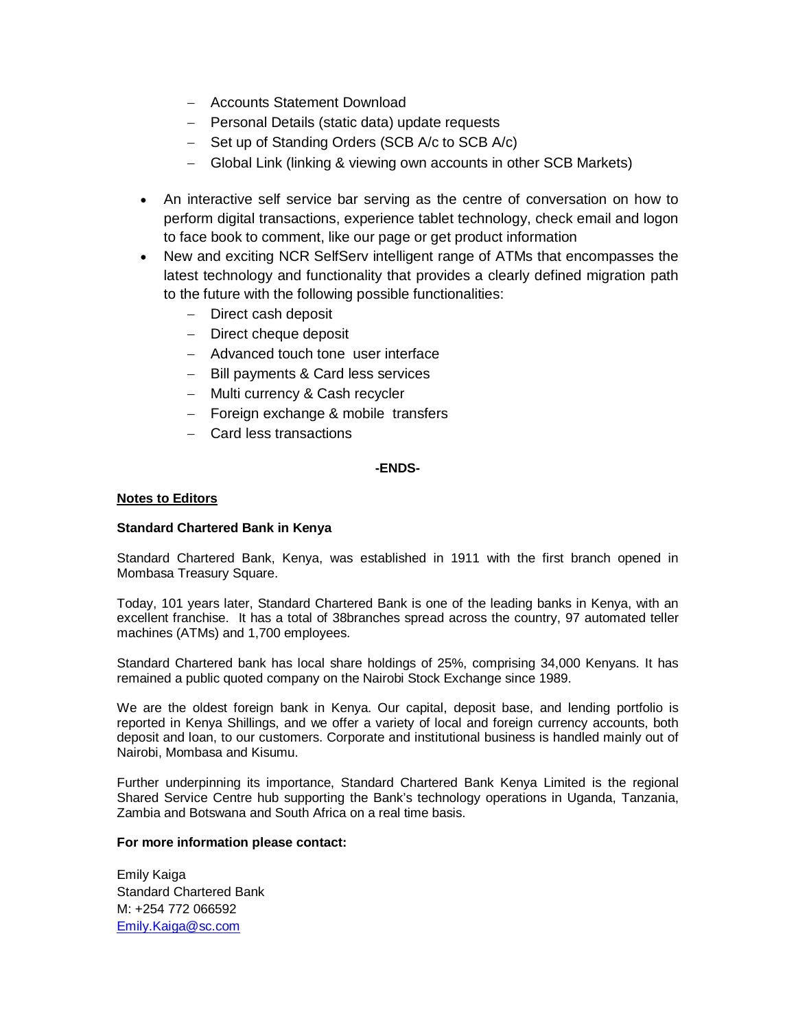- Accounts Statement Download
  - Personal Details (static data) update requests
  - Set up of Standing Orders (SCB A/c to SCB A/c)
  - Global Link (linking & viewing own accounts in other SCB Markets)

- An interactive self service bar serving as the centre of conversation on how to perform digital transactions, experience tablet technology, check email and logon to face book to comment, like our page or get product information
- New and exciting NCR SelfServ intelligent range of ATMs that encompasses the latest technology and functionality that provides a clearly defined migration path to the future with the following possible functionalities:
  - Direct cash deposit
  - Direct cheque deposit
  - Advanced touch tone user interface
  - Bill payments & Card less services
  - Multi currency & Cash recycler
  - Foreign exchange & mobile transfers
  - Card less transactions

**-ENDS-**

**Notes to Editors**

**Standard Chartered Bank in Kenya**

Standard Chartered Bank, Kenya, was established in 1911 with the first branch opened in Mombasa Treasury Square.

Today, 101 years later, Standard Chartered Bank is one of the leading banks in Kenya, with an excellent franchise. It has a total of 38branches spread across the country, 97 automated teller machines (ATMs) and 1,700 employees.

Standard Chartered bank has local share holdings of 25%, comprising 34,000 Kenyans. It has remained a public quoted company on the Nairobi Stock Exchange since 1989.

We are the oldest foreign bank in Kenya. Our capital, deposit base, and lending portfolio is reported in Kenya Shillings, and we offer a variety of local and foreign currency accounts, both deposit and loan, to our customers. Corporate and institutional business is handled mainly out of Nairobi, Mombasa and Kisumu.

Further underpinning its importance, Standard Chartered Bank Kenya Limited is the regional Shared Service Centre hub supporting the Bank's technology operations in Uganda, Tanzania, Zambia and Botswana and South Africa on a real time basis.

**For more information please contact:**

Emily Kaiga
Standard Chartered Bank
M: +254 772 066592
Emily.Kaiga@sc.com